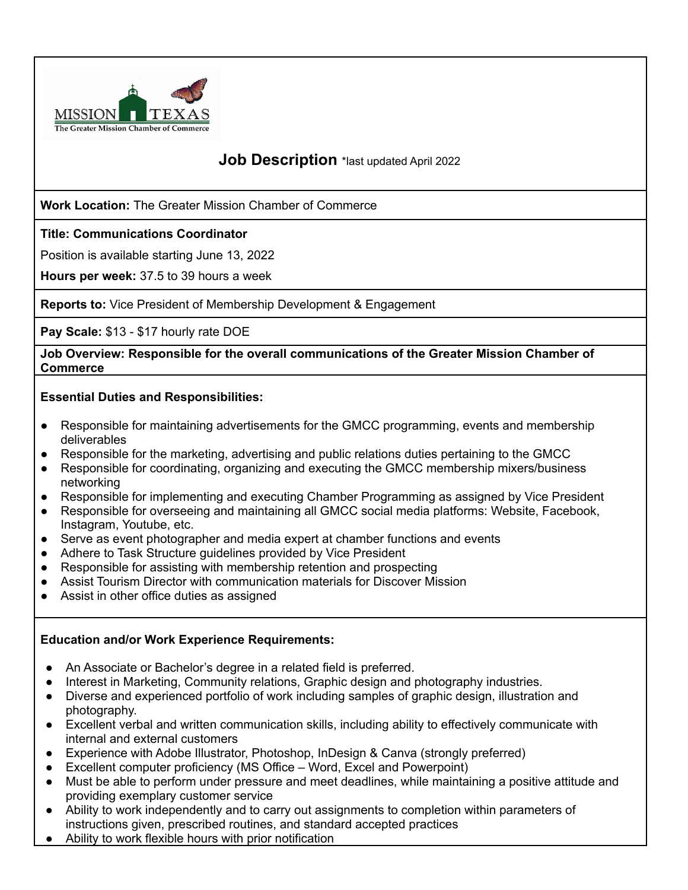MISSION TEXAS
The Greater Mission Chamber of Commerce

# Job Description *last updated April 2022

**Work Location:** The Greater Mission Chamber of Commerce

**Title: Communications Coordinator**

Position is available starting June 13, 2022

**Hours per week:** 37.5 to 39 hours a week

**Reports to:** Vice President of Membership Development & Engagement

**Pay Scale:** $13 - $17 hourly rate DOE

**Job Overview: Responsible for the overall communications of the Greater Mission Chamber of Commerce**

**Essential Duties and Responsibilities:**

- Responsible for maintaining advertisements for the GMCC programming, events and membership deliverables
- Responsible for the marketing, advertising and public relations duties pertaining to the GMCC
- Responsible for coordinating, organizing and executing the GMCC membership mixers/business networking
- Responsible for implementing and executing Chamber Programming as assigned by Vice President
- Responsible for overseeing and maintaining all GMCC social media platforms: Website, Facebook, Instagram, Youtube, etc.
- Serve as event photographer and media expert at chamber functions and events
- Adhere to Task Structure guidelines provided by Vice President
- Responsible for assisting with membership retention and prospecting
- Assist Tourism Director with communication materials for Discover Mission
- Assist in other office duties as assigned

**Education and/or Work Experience Requirements:**

- An Associate or Bachelor's degree in a related field is preferred.
- Interest in Marketing, Community relations, Graphic design and photography industries.
- Diverse and experienced portfolio of work including samples of graphic design, illustration and photography.
- Excellent verbal and written communication skills, including ability to effectively communicate with internal and external customers
- Experience with Adobe Illustrator, Photoshop, InDesign & Canva (strongly preferred)
- Excellent computer proficiency (MS Office – Word, Excel and Powerpoint)
- Must be able to perform under pressure and meet deadlines, while maintaining a positive attitude and providing exemplary customer service
- Ability to work independently and to carry out assignments to completion within parameters of instructions given, prescribed routines, and standard accepted practices
- Ability to work flexible hours with prior notification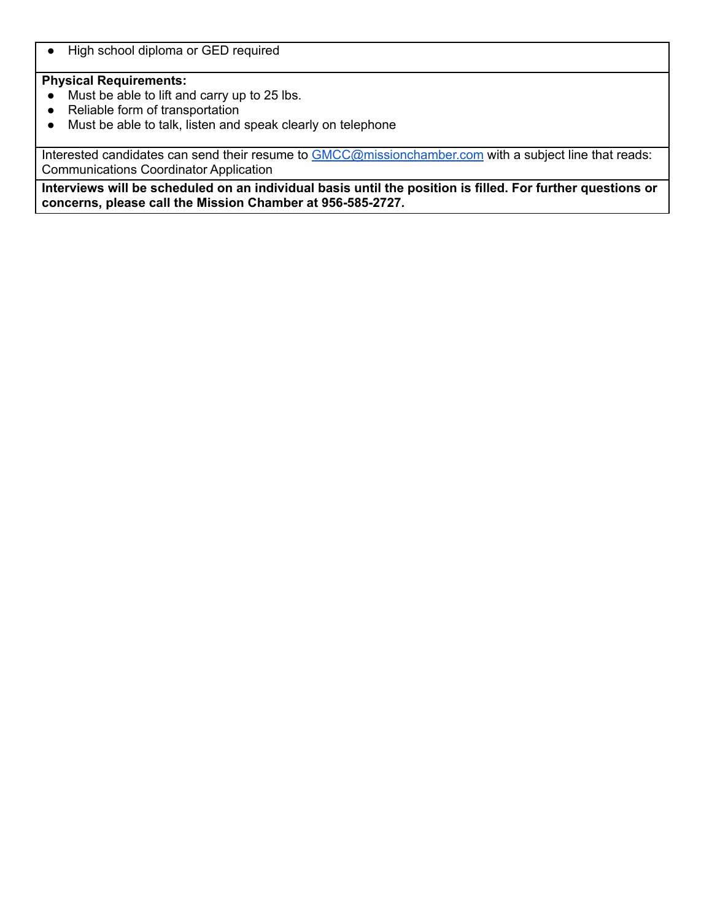- High school diploma or GED required

**Physical Requirements:**

- Must be able to lift and carry up to 25 lbs.
- Reliable form of transportation
- Must be able to talk, listen and speak clearly on telephone

Interested candidates can send their resume to GMCC@missionchamber.com with a subject line that reads: Communications Coordinator Application

**Interviews will be scheduled on an individual basis until the position is filled. For further questions or concerns, please call the Mission Chamber at 956-585-2727.**